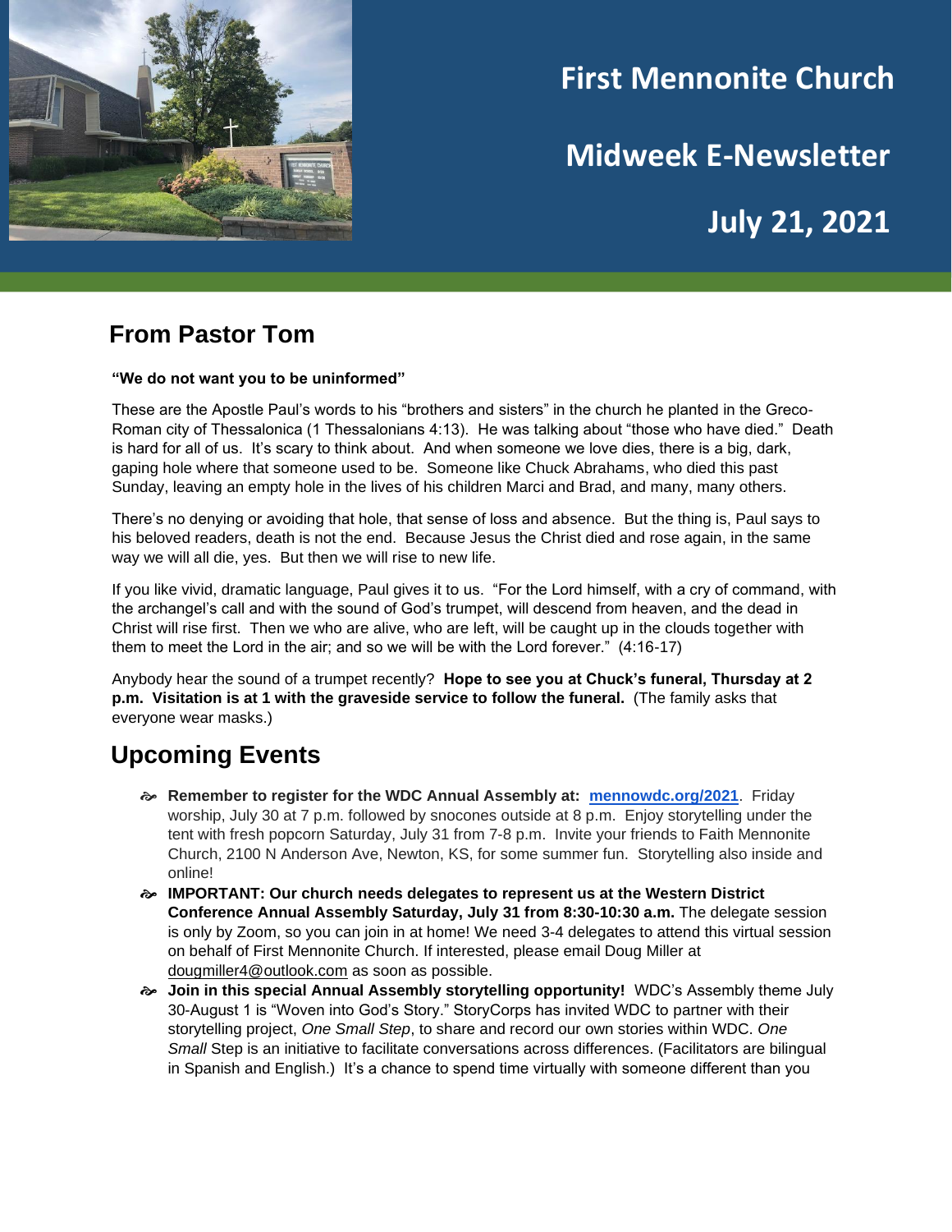# First Mennonite Church

# Midweek E-Newsletter

# July 21, 2021

## From Pastor Tom

**"We do not want you to be uninformed"**

These are the Apostle Paul's words to his "brothers and sisters" in the church he planted in the Greco-Roman city of Thessalonica (1 Thessalonians 4:13). He was talking about "those who have died." Death is hard for all of us. It's scary to think about. And when someone we love dies, there is a big, dark, gaping hole where that someone used to be. Someone like Chuck Abrahams, who died this past Sunday, leaving an empty hole in the lives of his children Marci and Brad, and many, many others.

There's no denying or avoiding that hole, that sense of loss and absence. But the thing is, Paul says to his beloved readers, death is not the end. Because Jesus the Christ died and rose again, in the same way we will all die, yes. But then we will rise to new life.

If you like vivid, dramatic language, Paul gives it to us. "For the Lord himself, with a cry of command, with the archangel's call and with the sound of God's trumpet, will descend from heaven, and the dead in Christ will rise first. Then we who are alive, who are left, will be caught up in the clouds together with them to meet the Lord in the air; and so we will be with the Lord forever." (4:16-17)

Anybody hear the sound of a trumpet recently? **Hope to see you at Chuck's funeral, Thursday at 2 p.m. Visitation is at 1 with the graveside service to follow the funeral.** (The family asks that everyone wear masks.)

## Upcoming Events

- **Remember to register for the WDC Annual Assembly at: [mennowdc.org/2021](mennowdc.org/2021)**. Friday worship, July 30 at 7 p.m. followed by snocones outside at 8 p.m. Enjoy storytelling under the tent with fresh popcorn Saturday, July 31 from 7-8 p.m. Invite your friends to Faith Mennonite Church, 2100 N Anderson Ave, Newton, KS, for some summer fun. Storytelling also inside and online!
- **IMPORTANT: Our church needs delegates to represent us at the Western District Conference Annual Assembly Saturday, July 31 from 8:30-10:30 a.m.** The delegate session is only by Zoom, so you can join in at home! We need 3-4 delegates to attend this virtual session on behalf of First Mennonite Church. If interested, please email Doug Miller at dougmiller4@outlook.com as soon as possible.
- **Join in this special Annual Assembly storytelling opportunity!** WDC's Assembly theme July 30-August 1 is "Woven into God's Story." StoryCorps has invited WDC to partner with their storytelling project, *One Small Step*, to share and record our own stories within WDC. *One Small* Step is an initiative to facilitate conversations across differences. (Facilitators are bilingual in Spanish and English.) It's a chance to spend time virtually with someone different than you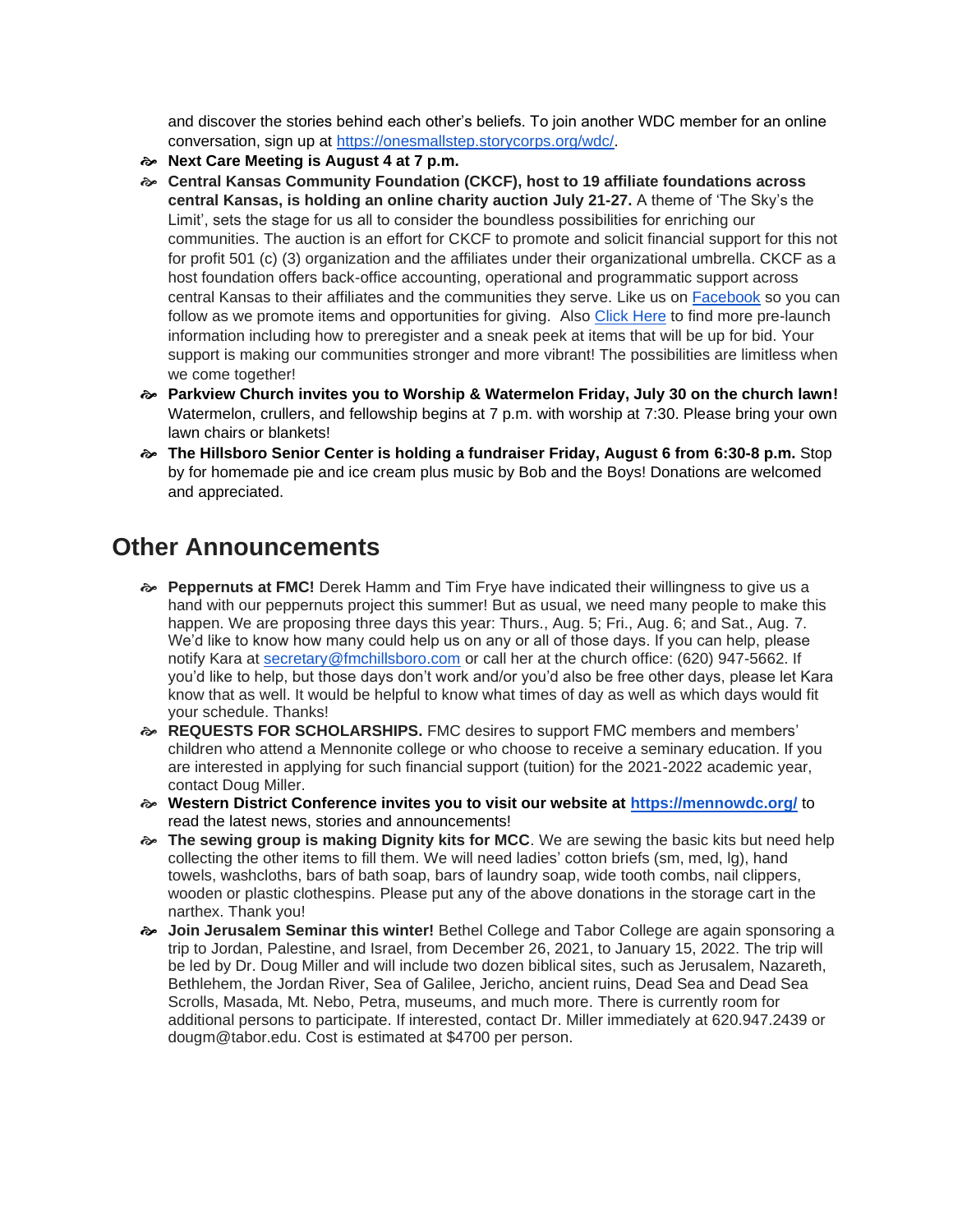and discover the stories behind each other's beliefs. To join another WDC member for an online conversation, sign up at [https://onesmallstep.storycorps.org/wdc/](https://onesmallstep.storycorps.org/wdc/).

- **Next Care Meeting is August 4 at 7 p.m.**
- **Central Kansas Community Foundation (CKCF), host to 19 affiliate foundations across central Kansas, is holding an online charity auction July 21-27.** A theme of 'The Sky's the Limit', sets the stage for us all to consider the boundless possibilities for enriching our communities. The auction is an effort for CKCF to promote and solicit financial support for this not for profit 501 (c) (3) organization and the affiliates under their organizational umbrella. CKCF as a host foundation offers back-office accounting, operational and programmatic support across central Kansas to their affiliates and the communities they serve. Like us on Facebook so you can follow as we promote items and opportunities for giving. Also Click Here to find more pre-launch information including how to preregister and a sneak peek at items that will be up for bid. Your support is making our communities stronger and more vibrant! The possibilities are limitless when we come together!
- **Parkview Church invites you to Worship & Watermelon Friday, July 30 on the church lawn!** Watermelon, crullers, and fellowship begins at 7 p.m. with worship at 7:30. Please bring your own lawn chairs or blankets!
- **The Hillsboro Senior Center is holding a fundraiser Friday, August 6 from 6:30-8 p.m.** Stop by for homemade pie and ice cream plus music by Bob and the Boys! Donations are welcomed and appreciated.

## Other Announcements

- **Peppernuts at FMC!** Derek Hamm and Tim Frye have indicated their willingness to give us a hand with our peppernuts project this summer! But as usual, we need many people to make this happen. We are proposing three days this year: Thurs., Aug. 5; Fri., Aug. 6; and Sat., Aug. 7. We'd like to know how many could help us on any or all of those days. If you can help, please notify Kara at secretary@fmchillsboro.com or call her at the church office: (620) 947-5662. If you'd like to help, but those days don't work and/or you'd also be free other days, please let Kara know that as well. It would be helpful to know what times of day as well as which days would fit your schedule. Thanks!
- **REQUESTS FOR SCHOLARSHIPS.** FMC desires to support FMC members and members' children who attend a Mennonite college or who choose to receive a seminary education. If you are interested in applying for such financial support (tuition) for the 2021-2022 academic year, contact Doug Miller.
- **Western District Conference invites you to visit our website at [https://mennowdc.org/](https://mennowdc.org/)** to read the latest news, stories and announcements!
- **The sewing group is making Dignity kits for MCC**. We are sewing the basic kits but need help collecting the other items to fill them. We will need ladies' cotton briefs (sm, med, lg), hand towels, washcloths, bars of bath soap, bars of laundry soap, wide tooth combs, nail clippers, wooden or plastic clothespins. Please put any of the above donations in the storage cart in the narthex. Thank you!
- **Join Jerusalem Seminar this winter!** Bethel College and Tabor College are again sponsoring a trip to Jordan, Palestine, and Israel, from December 26, 2021, to January 15, 2022. The trip will be led by Dr. Doug Miller and will include two dozen biblical sites, such as Jerusalem, Nazareth, Bethlehem, the Jordan River, Sea of Galilee, Jericho, ancient ruins, Dead Sea and Dead Sea Scrolls, Masada, Mt. Nebo, Petra, museums, and much more. There is currently room for additional persons to participate. If interested, contact Dr. Miller immediately at 620.947.2439 or dougm@tabor.edu. Cost is estimated at $4700 per person.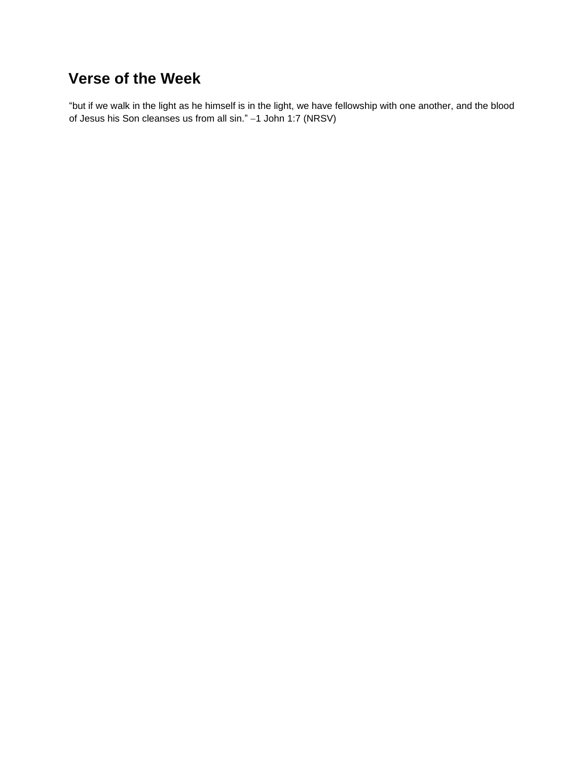## Verse of the Week

"but if we walk in the light as he himself is in the light, we have fellowship with one another, and the blood of Jesus his Son cleanses us from all sin." –1 John 1:7 (NRSV)